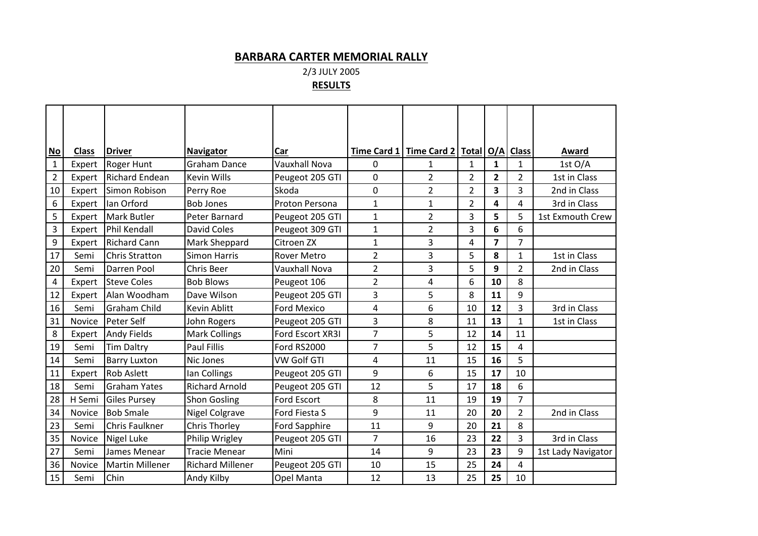# BARBARA CARTER MEMORIAL RALLY

2/3 JULY 2005

**RESULTS**

| No | Class | Driver | Navigator | Car | Time Card 1 | Time Card 2 | Total | O/A | Class | Award |
|---|---|---|---|---|---|---|---|---|---|---|
| 1 | Expert | Roger Hunt | Graham Dance | Vauxhall Nova | 0 | 1 | 1 | **1** | 1 | 1st O/A |
| 2 | Expert | Richard Endean | Kevin Wills | Peugeot 205 GTI | 0 | 2 | 2 | **2** | 2 | 1st in Class |
| 10 | Expert | Simon Robison | Perry Roe | Skoda | 0 | 2 | 2 | **3** | 3 | 2nd in Class |
| 6 | Expert | Ian Orford | Bob Jones | Proton Persona | 1 | 1 | 2 | **4** | 4 | 3rd in Class |
| 5 | Expert | Mark Butler | Peter Barnard | Peugeot 205 GTI | 1 | 2 | 3 | **5** | 5 | 1st Exmouth Crew |
| 3 | Expert | Phil Kendall | David Coles | Peugeot 309 GTI | 1 | 2 | 3 | **6** | 6 | |
| 9 | Expert | Richard Cann | Mark Sheppard | Citroen ZX | 1 | 3 | 4 | **7** | 7 | |
| 17 | Semi | Chris Stratton | Simon Harris | Rover Metro | 2 | 3 | 5 | **8** | 1 | 1st in Class |
| 20 | Semi | Darren Pool | Chris Beer | Vauxhall Nova | 2 | 3 | 5 | **9** | 2 | 2nd in Class |
| 4 | Expert | Steve Coles | Bob Blows | Peugeot 106 | 2 | 4 | 6 | **10** | 8 | |
| 12 | Expert | Alan Woodham | Dave Wilson | Peugeot 205 GTI | 3 | 5 | 8 | **11** | 9 | |
| 16 | Semi | Graham Child | Kevin Ablitt | Ford Mexico | 4 | 6 | 10 | **12** | 3 | 3rd in Class |
| 31 | Novice | Peter Self | John Rogers | Peugeot 205 GTI | 3 | 8 | 11 | **13** | 1 | 1st in Class |
| 8 | Expert | Andy Fields | Mark Collings | Ford Escort XR3I | 7 | 5 | 12 | **14** | 11 | |
| 19 | Semi | Tim Daltry | Paul Fillis | Ford RS2000 | 7 | 5 | 12 | **15** | 4 | |
| 14 | Semi | Barry Luxton | Nic Jones | VW Golf GTI | 4 | 11 | 15 | **16** | 5 | |
| 11 | Expert | Rob Aslett | Ian Collings | Peugeot 205 GTI | 9 | 6 | 15 | **17** | 10 | |
| 18 | Semi | Graham Yates | Richard Arnold | Peugeot 205 GTI | 12 | 5 | 17 | **18** | 6 | |
| 28 | H Semi | Giles Pursey | Shon Gosling | Ford Escort | 8 | 11 | 19 | **19** | 7 | |
| 34 | Novice | Bob Smale | Nigel Colgrave | Ford Fiesta S | 9 | 11 | 20 | **20** | 2 | 2nd in Class |
| 23 | Semi | Chris Faulkner | Chris Thorley | Ford Sapphire | 11 | 9 | 20 | **21** | 8 | |
| 35 | Novice | Nigel Luke | Philip Wrigley | Peugeot 205 GTI | 7 | 16 | 23 | **22** | 3 | 3rd in Class |
| 27 | Semi | James Menear | Tracie Menear | Mini | 14 | 9 | 23 | **23** | 9 | 1st Lady Navigator |
| 36 | Novice | Martin Millener | Richard Millener | Peugeot 205 GTI | 10 | 15 | 25 | **24** | 4 | |
| 15 | Semi | Chin | Andy Kilby | Opel Manta | 12 | 13 | 25 | **25** | 10 | |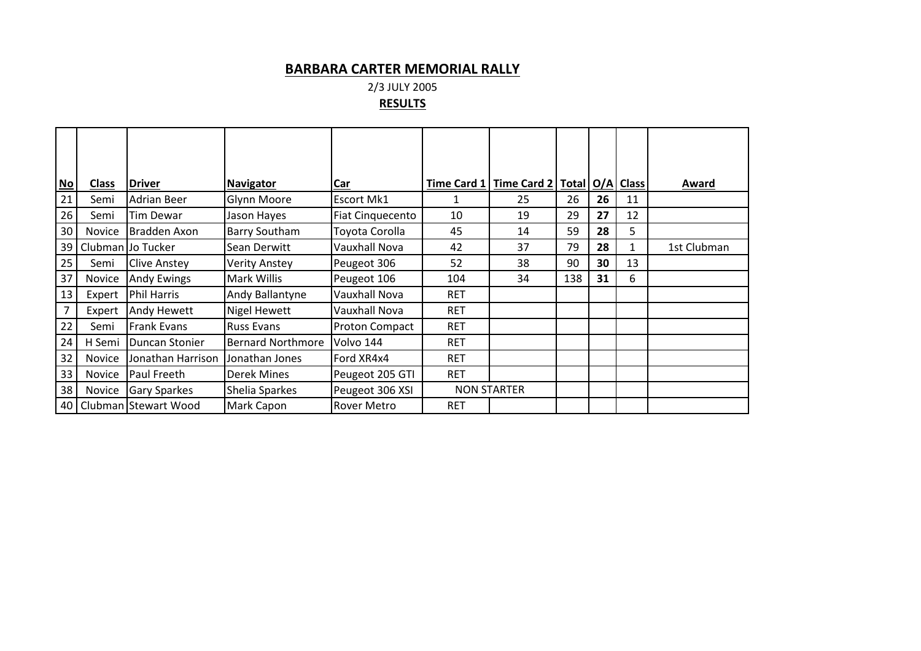# BARBARA CARTER MEMORIAL RALLY

2/3 JULY 2005

**RESULTS**

| No | Class | Driver | Navigator | Car | Time Card 1 | Time Card 2 | Total | O/A | Class | Award |
|---|---|---|---|---|---|---|---|---|---|---|
| 21 | Semi | Adrian Beer | Glynn Moore | Escort Mk1 | 1 | 25 | 26 | **26** | 11 | |
| 26 | Semi | Tim Dewar | Jason Hayes | Fiat Cinquecento | 10 | 19 | 29 | **27** | 12 | |
| 30 | Novice | Bradden Axon | Barry Southam | Toyota Corolla | 45 | 14 | 59 | **28** | 5 | |
| 39 | Clubman | Jo Tucker | Sean Derwitt | Vauxhall Nova | 42 | 37 | 79 | **28** | 1 | 1st Clubman |
| 25 | Semi | Clive Anstey | Verity Anstey | Peugeot 306 | 52 | 38 | 90 | **30** | 13 | |
| 37 | Novice | Andy Ewings | Mark Willis | Peugeot 106 | 104 | 34 | 138 | **31** | 6 | |
| 13 | Expert | Phil Harris | Andy Ballantyne | Vauxhall Nova | RET | | | | | |
| 7 | Expert | Andy Hewett | Nigel Hewett | Vauxhall Nova | RET | | | | | |
| 22 | Semi | Frank Evans | Russ Evans | Proton Compact | RET | | | | | |
| 24 | H Semi | Duncan Stonier | Bernard Northmore | Volvo 144 | RET | | | | | |
| 32 | Novice | Jonathan Harrison | Jonathan Jones | Ford XR4x4 | RET | | | | | |
| 33 | Novice | Paul Freeth | Derek Mines | Peugeot 205 GTI | RET | | | | | |
| 38 | Novice | Gary Sparkes | Shelia Sparkes | Peugeot 306 XSI | NON STARTER | | | | | |
| 40 | Clubman | Stewart Wood | Mark Capon | Rover Metro | RET | | | | | |